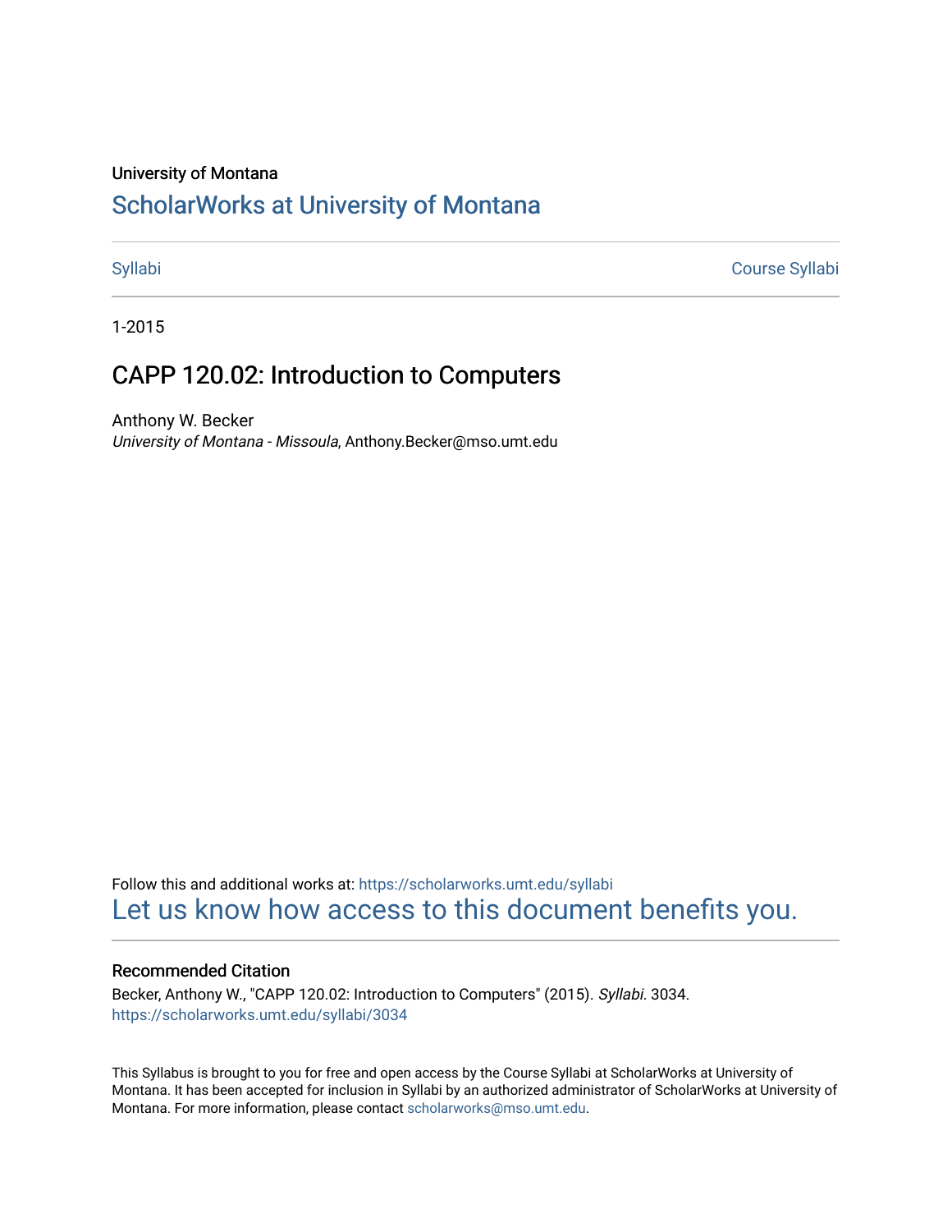University of Montana

# ScholarWorks at University of Montana

Syllabi | Course Syllabi

1-2015

## CAPP 120.02: Introduction to Computers

Anthony W. Becker
*University of Montana - Missoula*, Anthony.Becker@mso.umt.edu

Follow this and additional works at: https://scholarworks.umt.edu/syllabi

Let us know how access to this document benefits you.

### Recommended Citation

Becker, Anthony W., "CAPP 120.02: Introduction to Computers" (2015). *Syllabi*. 3034.
https://scholarworks.umt.edu/syllabi/3034

This Syllabus is brought to you for free and open access by the Course Syllabi at ScholarWorks at University of Montana. It has been accepted for inclusion in Syllabi by an authorized administrator of ScholarWorks at University of Montana. For more information, please contact scholarworks@mso.umt.edu.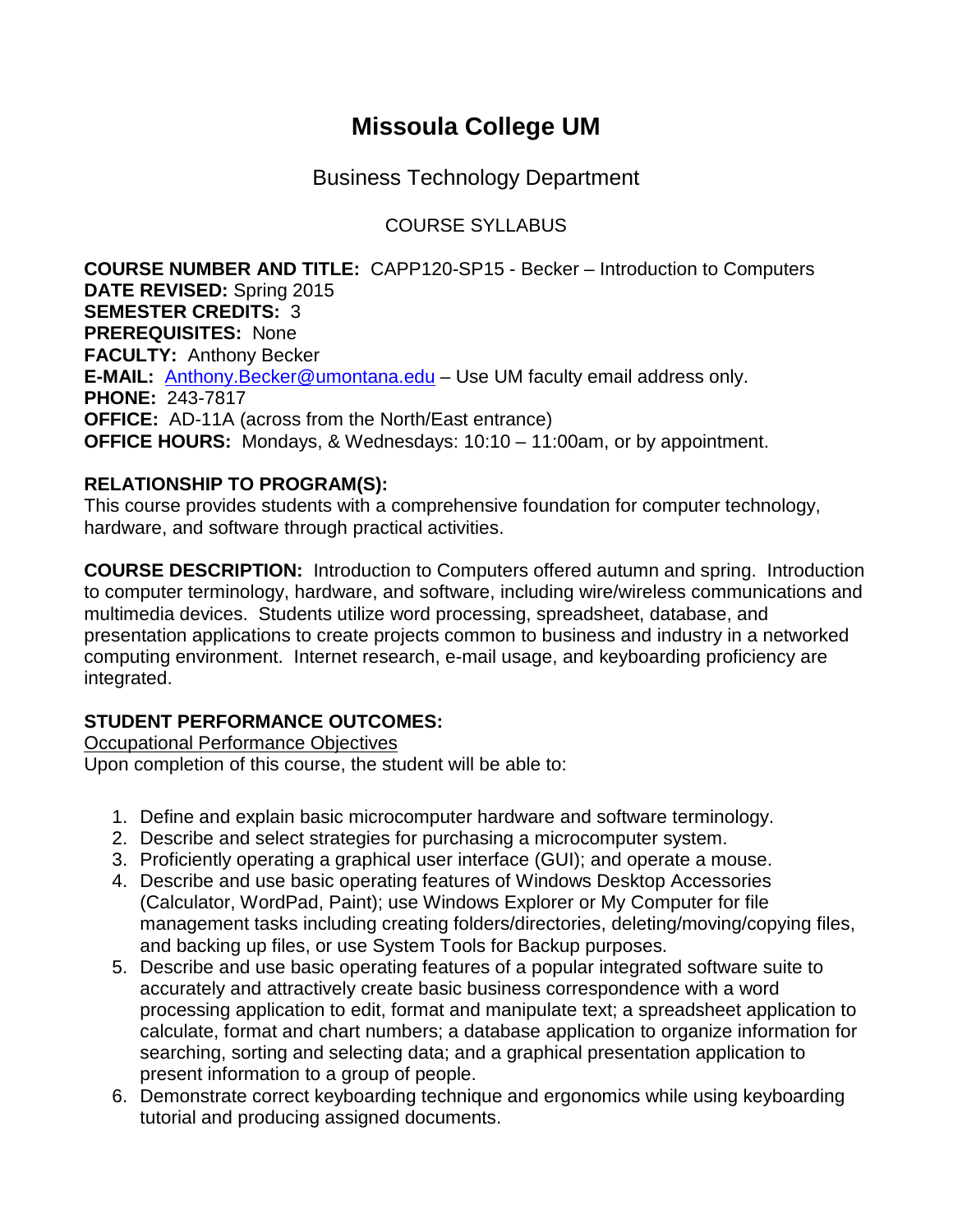# Missoula College UM

## Business Technology Department

### COURSE SYLLABUS

**COURSE NUMBER AND TITLE:** CAPP120-SP15 - Becker – Introduction to Computers
**DATE REVISED:** Spring 2015
**SEMESTER CREDITS:** 3
**PREREQUISITES:** None
**FACULTY:** Anthony Becker
**E-MAIL:** [Anthony.Becker@umontana.edu](mailto:Anthony.Becker@umontana.edu) – Use UM faculty email address only.
**PHONE:** 243-7817
**OFFICE:** AD-11A (across from the North/East entrance)
**OFFICE HOURS:** Mondays, & Wednesdays: 10:10 – 11:00am, or by appointment.

**RELATIONSHIP TO PROGRAM(S):**
This course provides students with a comprehensive foundation for computer technology, hardware, and software through practical activities.

**COURSE DESCRIPTION:** Introduction to Computers offered autumn and spring. Introduction to computer terminology, hardware, and software, including wire/wireless communications and multimedia devices. Students utilize word processing, spreadsheet, database, and presentation applications to create projects common to business and industry in a networked computing environment. Internet research, e-mail usage, and keyboarding proficiency are integrated.

**STUDENT PERFORMANCE OUTCOMES:**
<u>Occupational Performance Objectives</u>
Upon completion of this course, the student will be able to:

1. Define and explain basic microcomputer hardware and software terminology.
2. Describe and select strategies for purchasing a microcomputer system.
3. Proficiently operating a graphical user interface (GUI); and operate a mouse.
4. Describe and use basic operating features of Windows Desktop Accessories (Calculator, WordPad, Paint); use Windows Explorer or My Computer for file management tasks including creating folders/directories, deleting/moving/copying files, and backing up files, or use System Tools for Backup purposes.
5. Describe and use basic operating features of a popular integrated software suite to accurately and attractively create basic business correspondence with a word processing application to edit, format and manipulate text; a spreadsheet application to calculate, format and chart numbers; a database application to organize information for searching, sorting and selecting data; and a graphical presentation application to present information to a group of people.
6. Demonstrate correct keyboarding technique and ergonomics while using keyboarding tutorial and producing assigned documents.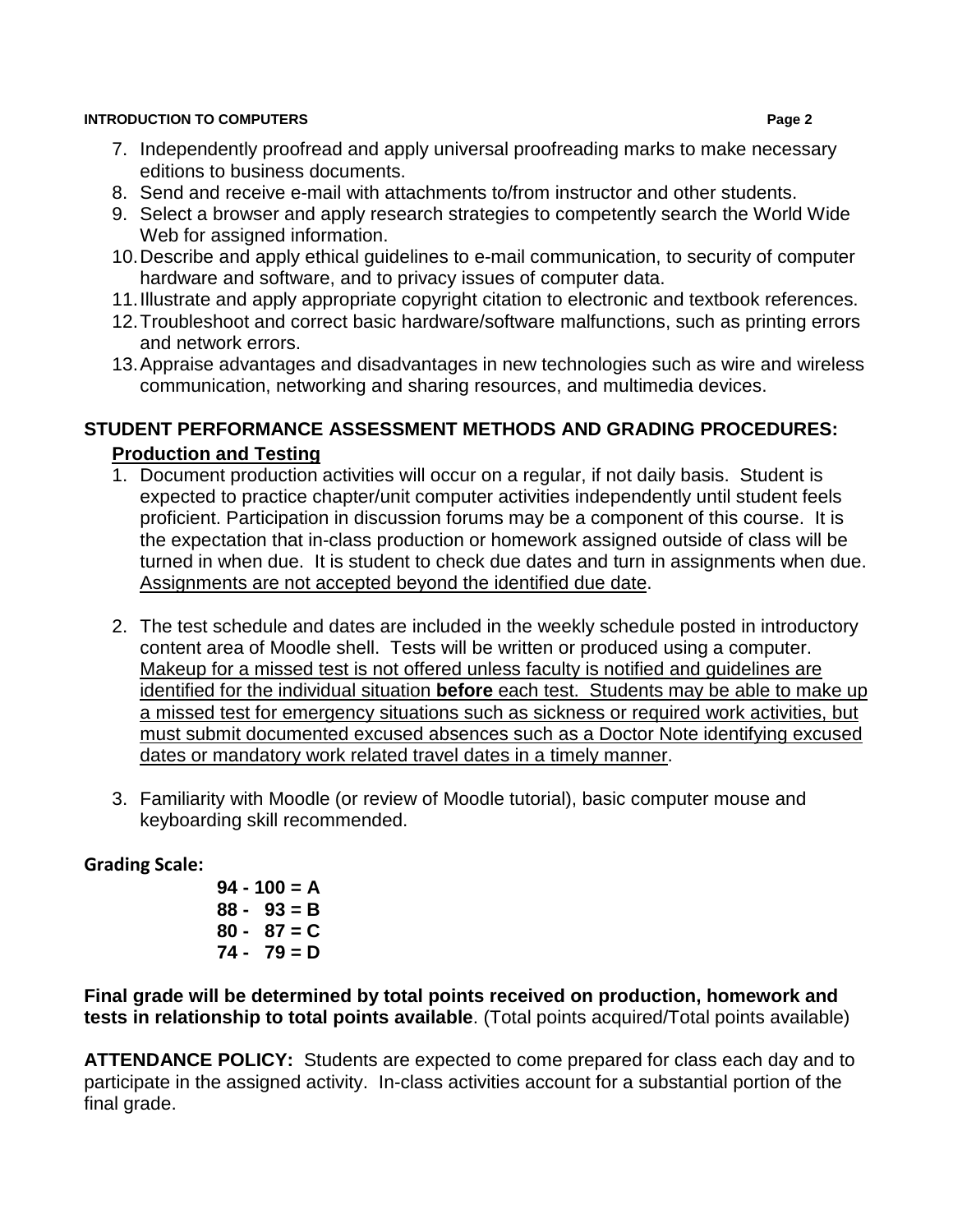7. Independently proofread and apply universal proofreading marks to make necessary editions to business documents.
8. Send and receive e-mail with attachments to/from instructor and other students.
9. Select a browser and apply research strategies to competently search the World Wide Web for assigned information.
10. Describe and apply ethical guidelines to e-mail communication, to security of computer hardware and software, and to privacy issues of computer data.
11. Illustrate and apply appropriate copyright citation to electronic and textbook references.
12. Troubleshoot and correct basic hardware/software malfunctions, such as printing errors and network errors.
13. Appraise advantages and disadvantages in new technologies such as wire and wireless communication, networking and sharing resources, and multimedia devices.

## STUDENT PERFORMANCE ASSESSMENT METHODS AND GRADING PROCEDURES:

### Production and Testing

1. Document production activities will occur on a regular, if not daily basis. Student is expected to practice chapter/unit computer activities independently until student feels proficient. Participation in discussion forums may be a component of this course. It is the expectation that in-class production or homework assigned outside of class will be turned in when due. It is student to check due dates and turn in assignments when due. Assignments are not accepted beyond the identified due date.

2. The test schedule and dates are included in the weekly schedule posted in introductory content area of Moodle shell. Tests will be written or produced using a computer. Makeup for a missed test is not offered unless faculty is notified and guidelines are identified for the individual situation **before** each test. Students may be able to make up a missed test for emergency situations such as sickness or required work activities, but must submit documented excused absences such as a Doctor Note identifying excused dates or mandatory work related travel dates in a timely manner.

3. Familiarity with Moodle (or review of Moodle tutorial), basic computer mouse and keyboarding skill recommended.

**Grading Scale:**

**94 - 100 = A**
**88 - 93 = B**
**80 - 87 = C**
**74 - 79 = D**

**Final grade will be determined by total points received on production, homework and tests in relationship to total points available**. (Total points acquired/Total points available)

**ATTENDANCE POLICY:** Students are expected to come prepared for class each day and to participate in the assigned activity. In-class activities account for a substantial portion of the final grade.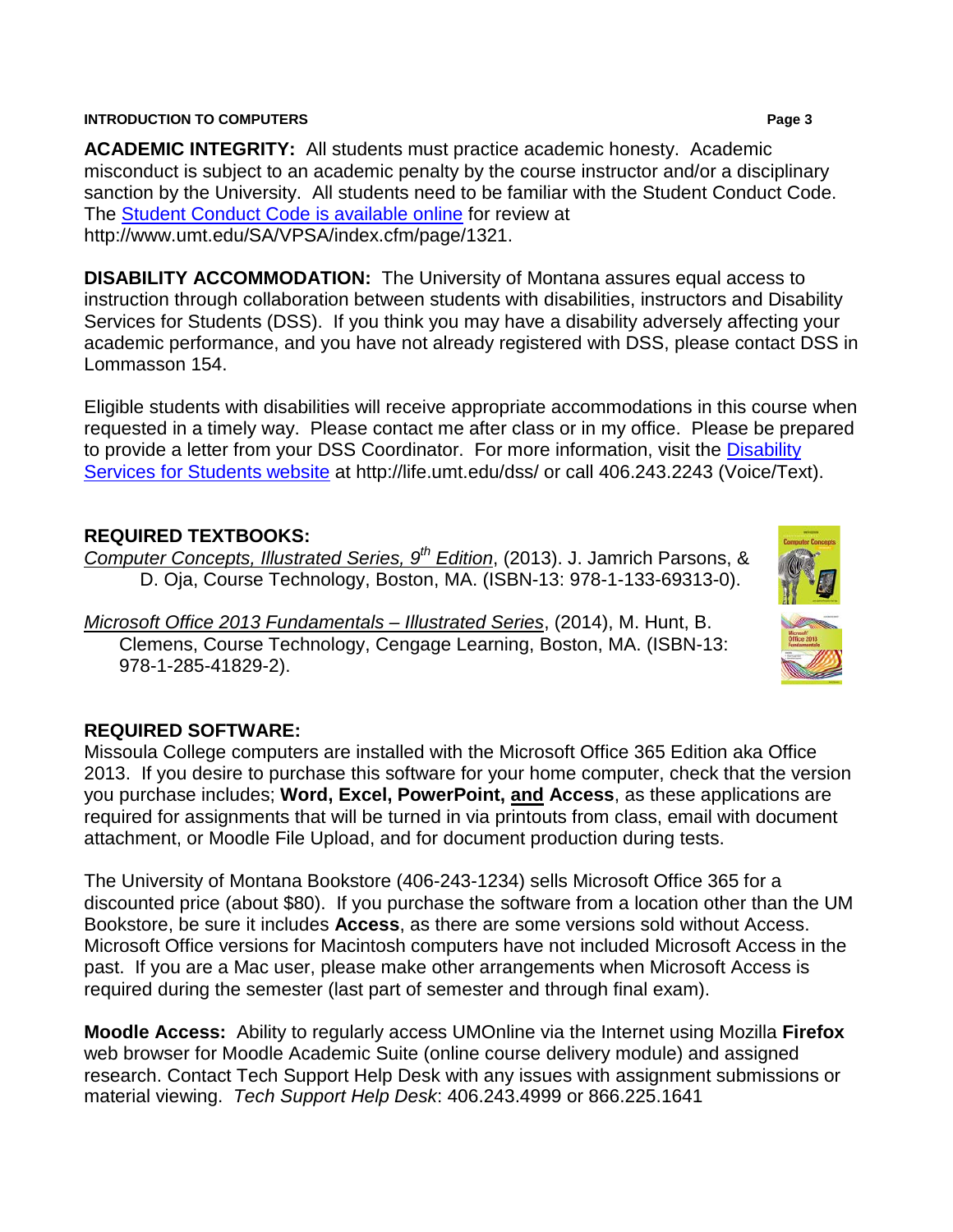**ACADEMIC INTEGRITY:** All students must practice academic honesty. Academic misconduct is subject to an academic penalty by the course instructor and/or a disciplinary sanction by the University. All students need to be familiar with the Student Conduct Code. The Student Conduct Code is available online for review at http://www.umt.edu/SA/VPSA/index.cfm/page/1321.

**DISABILITY ACCOMMODATION:** The University of Montana assures equal access to instruction through collaboration between students with disabilities, instructors and Disability Services for Students (DSS). If you think you may have a disability adversely affecting your academic performance, and you have not already registered with DSS, please contact DSS in Lommasson 154.

Eligible students with disabilities will receive appropriate accommodations in this course when requested in a timely way. Please contact me after class or in my office. Please be prepared to provide a letter from your DSS Coordinator. For more information, visit the Disability Services for Students website at http://life.umt.edu/dss/ or call 406.243.2243 (Voice/Text).

**REQUIRED TEXTBOOKS:**

*Computer Concepts, Illustrated Series, 9th Edition*, (2013). J. Jamrich Parsons, & D. Oja, Course Technology, Boston, MA. (ISBN-13: 978-1-133-69313-0).

*Microsoft Office 2013 Fundamentals – Illustrated Series*, (2014), M. Hunt, B. Clemens, Course Technology, Cengage Learning, Boston, MA. (ISBN-13: 978-1-285-41829-2).

**REQUIRED SOFTWARE:**

Missoula College computers are installed with the Microsoft Office 365 Edition aka Office 2013. If you desire to purchase this software for your home computer, check that the version you purchase includes; **Word, Excel, PowerPoint, and Access**, as these applications are required for assignments that will be turned in via printouts from class, email with document attachment, or Moodle File Upload, and for document production during tests.

The University of Montana Bookstore (406-243-1234) sells Microsoft Office 365 for a discounted price (about $80). If you purchase the software from a location other than the UM Bookstore, be sure it includes **Access**, as there are some versions sold without Access. Microsoft Office versions for Macintosh computers have not included Microsoft Access in the past. If you are a Mac user, please make other arrangements when Microsoft Access is required during the semester (last part of semester and through final exam).

**Moodle Access:** Ability to regularly access UMOnline via the Internet using Mozilla **Firefox** web browser for Moodle Academic Suite (online course delivery module) and assigned research. Contact Tech Support Help Desk with any issues with assignment submissions or material viewing. *Tech Support Help Desk*: 406.243.4999 or 866.225.1641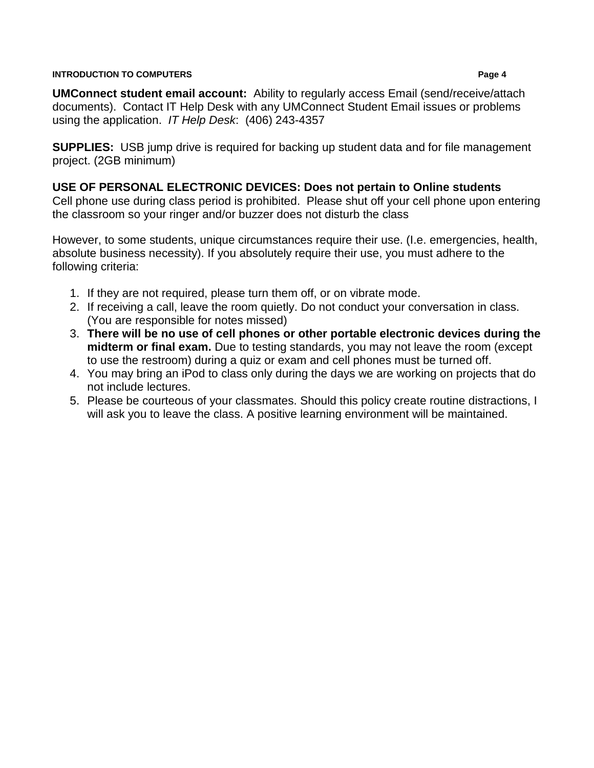**UMConnect student email account:** Ability to regularly access Email (send/receive/attach documents). Contact IT Help Desk with any UMConnect Student Email issues or problems using the application. *IT Help Desk*: (406) 243-4357

**SUPPLIES:** USB jump drive is required for backing up student data and for file management project. (2GB minimum)

**USE OF PERSONAL ELECTRONIC DEVICES: Does not pertain to Online students**
Cell phone use during class period is prohibited. Please shut off your cell phone upon entering the classroom so your ringer and/or buzzer does not disturb the class

However, to some students, unique circumstances require their use. (I.e. emergencies, health, absolute business necessity). If you absolutely require their use, you must adhere to the following criteria:

1. If they are not required, please turn them off, or on vibrate mode.
2. If receiving a call, leave the room quietly. Do not conduct your conversation in class. (You are responsible for notes missed)
3. **There will be no use of cell phones or other portable electronic devices during the midterm or final exam.** Due to testing standards, you may not leave the room (except to use the restroom) during a quiz or exam and cell phones must be turned off.
4. You may bring an iPod to class only during the days we are working on projects that do not include lectures.
5. Please be courteous of your classmates. Should this policy create routine distractions, I will ask you to leave the class. A positive learning environment will be maintained.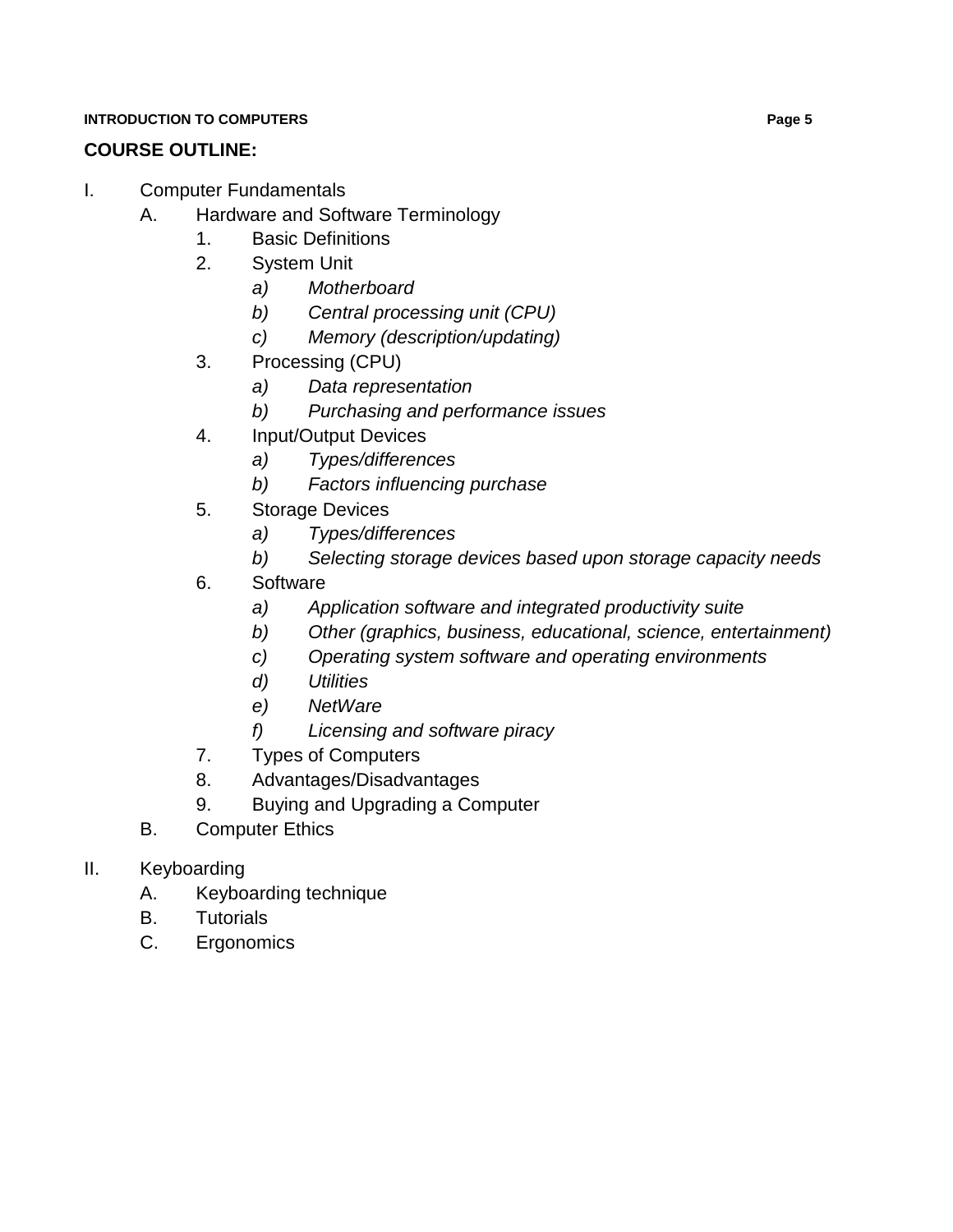## COURSE OUTLINE:

I. Computer Fundamentals
   A. Hardware and Software Terminology
      1. Basic Definitions
      2. System Unit
         a) *Motherboard*
         b) *Central processing unit (CPU)*
         c) *Memory (description/updating)*
      3. Processing (CPU)
         a) *Data representation*
         b) *Purchasing and performance issues*
      4. Input/Output Devices
         a) *Types/differences*
         b) *Factors influencing purchase*
      5. Storage Devices
         a) *Types/differences*
         b) *Selecting storage devices based upon storage capacity needs*
      6. Software
         a) *Application software and integrated productivity suite*
         b) *Other (graphics, business, educational, science, entertainment)*
         c) *Operating system software and operating environments*
         d) *Utilities*
         e) *NetWare*
         f) *Licensing and software piracy*
      7. Types of Computers
      8. Advantages/Disadvantages
      9. Buying and Upgrading a Computer
   B. Computer Ethics

II. Keyboarding
   A. Keyboarding technique
   B. Tutorials
   C. Ergonomics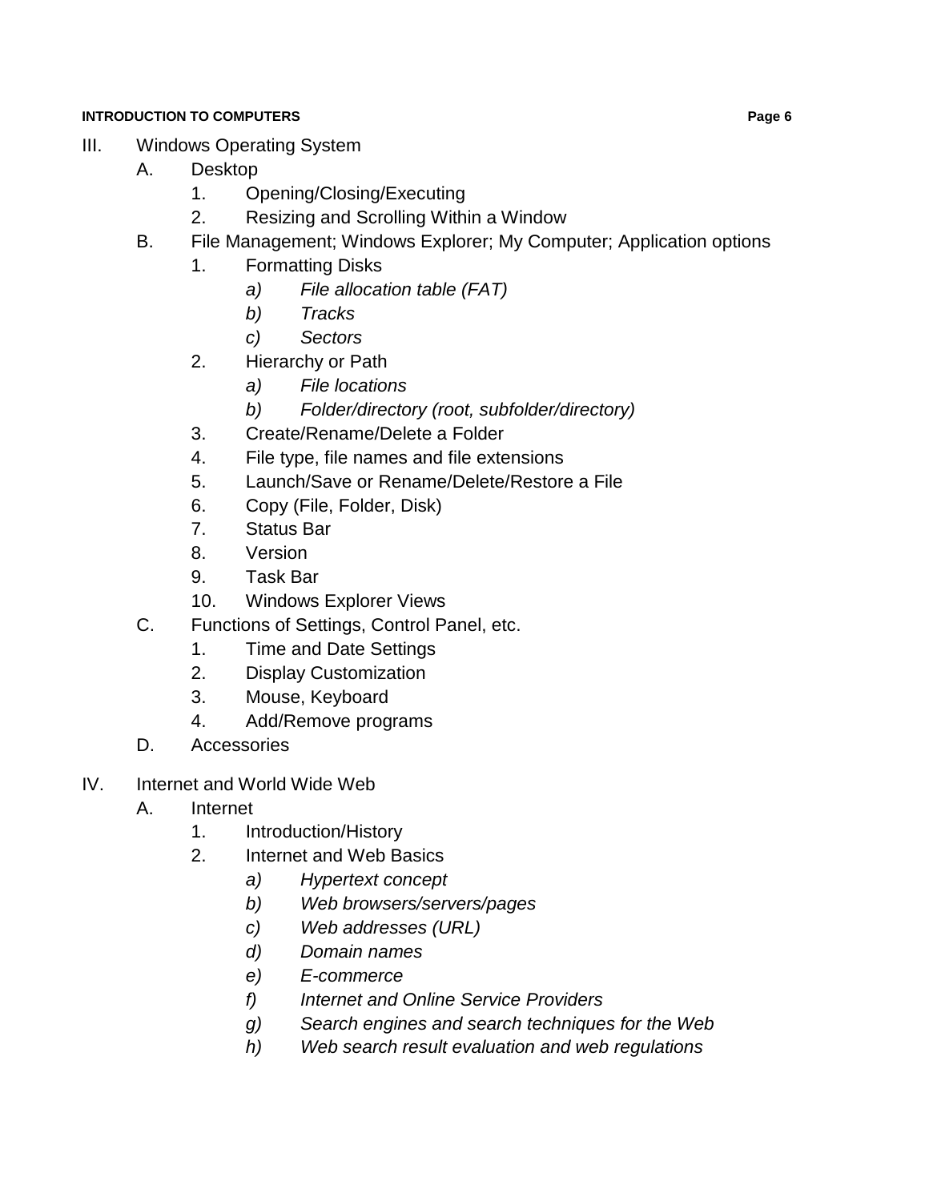- III. Windows Operating System
    - A. Desktop
        - 1. Opening/Closing/Executing
        - 2. Resizing and Scrolling Within a Window
    - B. File Management; Windows Explorer; My Computer; Application options
        - 1. Formatting Disks
            - *a) File allocation table (FAT)*
            - *b) Tracks*
            - *c) Sectors*
        - 2. Hierarchy or Path
            - *a) File locations*
            - *b) Folder/directory (root, subfolder/directory)*
        - 3. Create/Rename/Delete a Folder
        - 4. File type, file names and file extensions
        - 5. Launch/Save or Rename/Delete/Restore a File
        - 6. Copy (File, Folder, Disk)
        - 7. Status Bar
        - 8. Version
        - 9. Task Bar
        - 10. Windows Explorer Views
    - C. Functions of Settings, Control Panel, etc.
        - 1. Time and Date Settings
        - 2. Display Customization
        - 3. Mouse, Keyboard
        - 4. Add/Remove programs
    - D. Accessories

- IV. Internet and World Wide Web
    - A. Internet
        - 1. Introduction/History
        - 2. Internet and Web Basics
            - *a) Hypertext concept*
            - *b) Web browsers/servers/pages*
            - *c) Web addresses (URL)*
            - *d) Domain names*
            - *e) E-commerce*
            - *f) Internet and Online Service Providers*
            - *g) Search engines and search techniques for the Web*
            - *h) Web search result evaluation and web regulations*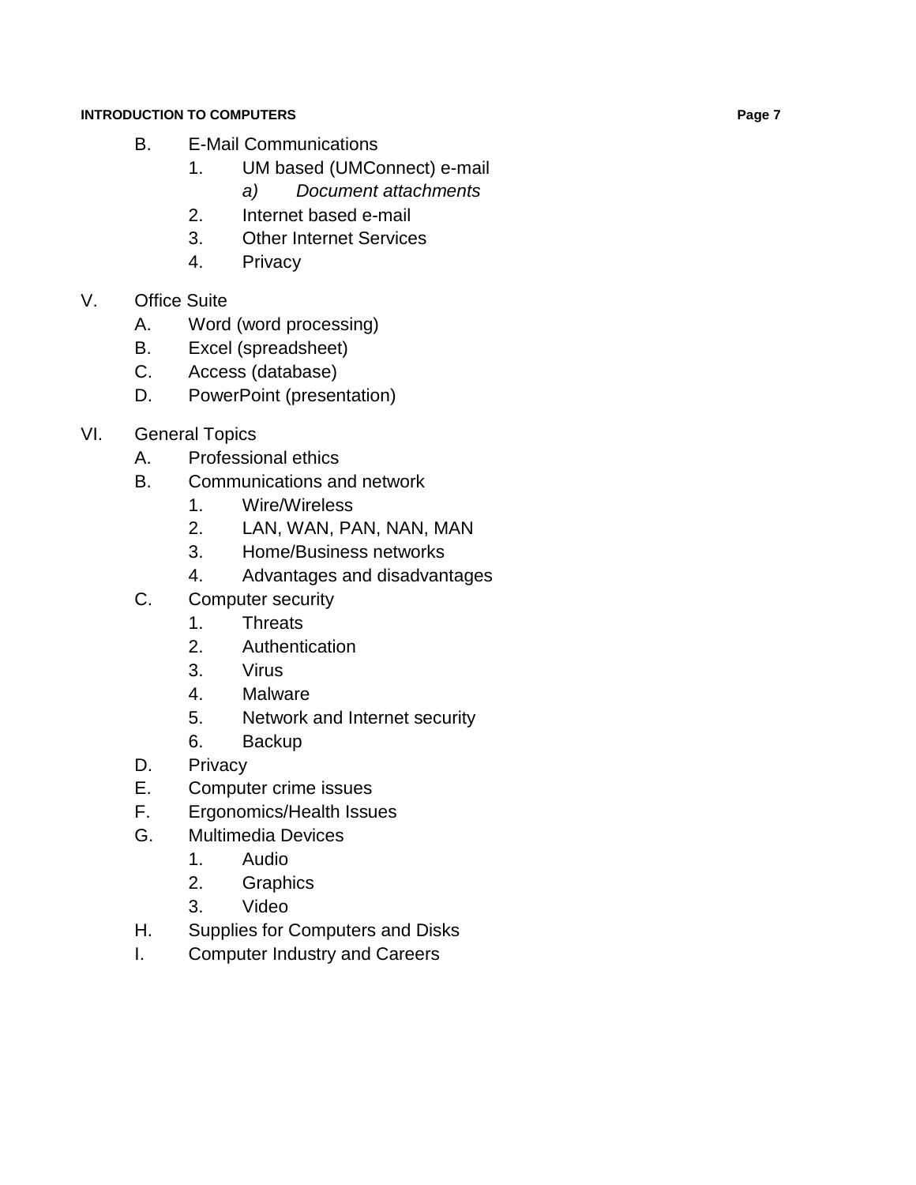- B. E-Mail Communications
    1. UM based (UMConnect) e-mail
        - *a) Document attachments*
    2. Internet based e-mail
    3. Other Internet Services
    4. Privacy

V. Office Suite

- A. Word (word processing)
- B. Excel (spreadsheet)
- C. Access (database)
- D. PowerPoint (presentation)

VI. General Topics

- A. Professional ethics
- B. Communications and network
    1. Wire/Wireless
    2. LAN, WAN, PAN, NAN, MAN
    3. Home/Business networks
    4. Advantages and disadvantages
- C. Computer security
    1. Threats
    2. Authentication
    3. Virus
    4. Malware
    5. Network and Internet security
    6. Backup
- D. Privacy
- E. Computer crime issues
- F. Ergonomics/Health Issues
- G. Multimedia Devices
    1. Audio
    2. Graphics
    3. Video
- H. Supplies for Computers and Disks
- I. Computer Industry and Careers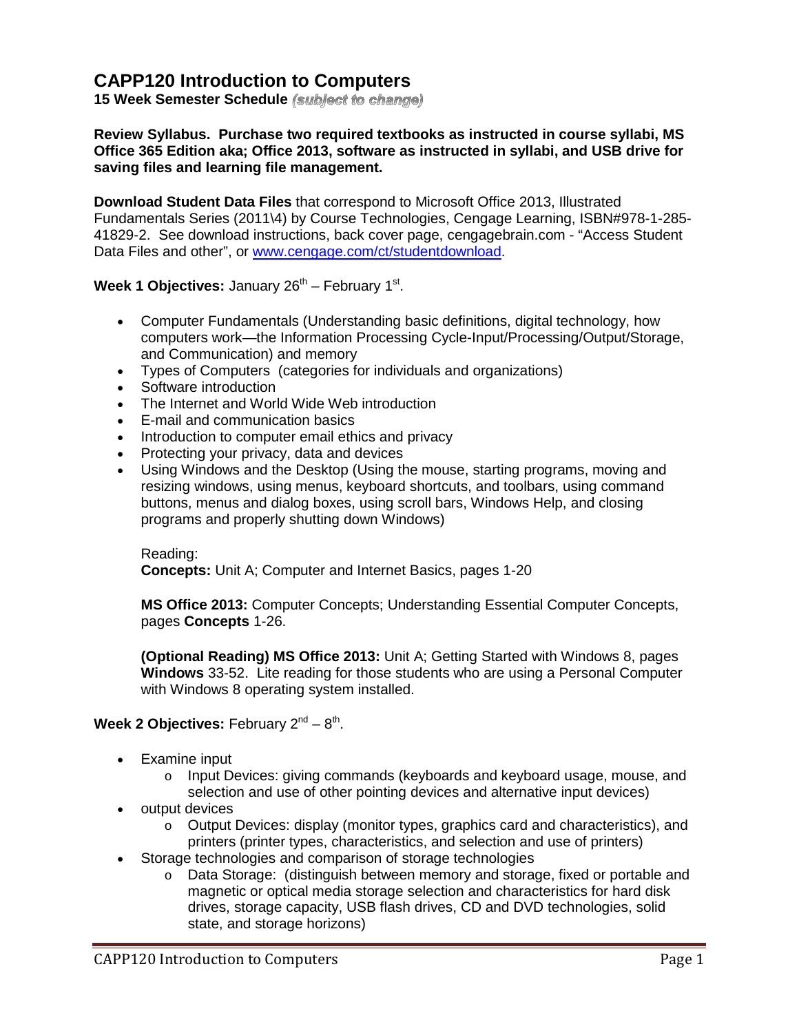# CAPP120 Introduction to Computers

**15 Week Semester Schedule** ***(subject to change)***

**Review Syllabus. Purchase two required textbooks as instructed in course syllabi, MS Office 365 Edition aka; Office 2013, software as instructed in syllabi, and USB drive for saving files and learning file management.**

**Download Student Data Files** that correspond to Microsoft Office 2013, Illustrated Fundamentals Series (2011\4) by Course Technologies, Cengage Learning, ISBN#978-1-285-41829-2. See download instructions, back cover page, cengagebrain.com - "Access Student Data Files and other", or [www.cengage.com/ct/studentdownload](www.cengage.com/ct/studentdownload).

**Week 1 Objectives:** January 26th – February 1st.

- Computer Fundamentals (Understanding basic definitions, digital technology, how computers work—the Information Processing Cycle-Input/Processing/Output/Storage, and Communication) and memory
- Types of Computers (categories for individuals and organizations)
- Software introduction
- The Internet and World Wide Web introduction
- E-mail and communication basics
- Introduction to computer email ethics and privacy
- Protecting your privacy, data and devices
- Using Windows and the Desktop (Using the mouse, starting programs, moving and resizing windows, using menus, keyboard shortcuts, and toolbars, using command buttons, menus and dialog boxes, using scroll bars, Windows Help, and closing programs and properly shutting down Windows)

  Reading:
  **Concepts:** Unit A; Computer and Internet Basics, pages 1-20

  **MS Office 2013:** Computer Concepts; Understanding Essential Computer Concepts, pages **Concepts** 1-26.

  **(Optional Reading) MS Office 2013:** Unit A; Getting Started with Windows 8, pages **Windows** 33-52. Lite reading for those students who are using a Personal Computer with Windows 8 operating system installed.

**Week 2 Objectives:** February 2nd – 8th.

- Examine input
  - Input Devices: giving commands (keyboards and keyboard usage, mouse, and selection and use of other pointing devices and alternative input devices)
- output devices
  - Output Devices: display (monitor types, graphics card and characteristics), and printers (printer types, characteristics, and selection and use of printers)
- Storage technologies and comparison of storage technologies
  - Data Storage: (distinguish between memory and storage, fixed or portable and magnetic or optical media storage selection and characteristics for hard disk drives, storage capacity, USB flash drives, CD and DVD technologies, solid state, and storage horizons)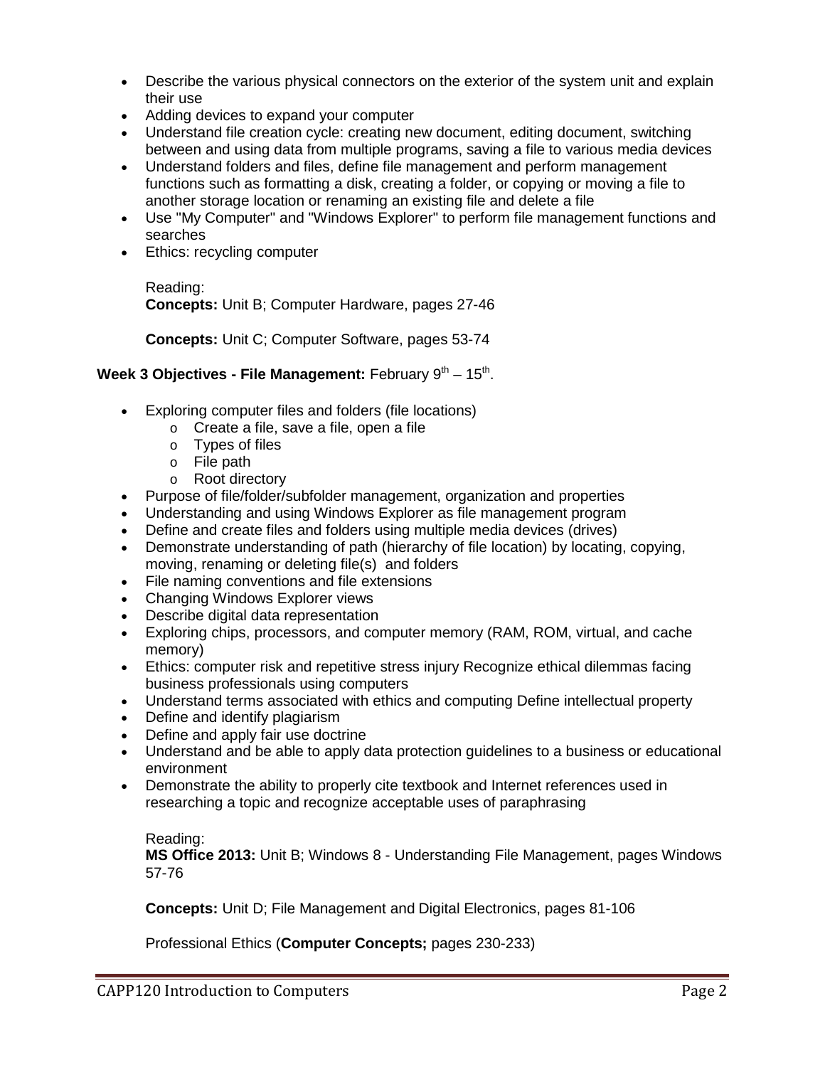- Describe the various physical connectors on the exterior of the system unit and explain their use
- Adding devices to expand your computer
- Understand file creation cycle: creating new document, editing document, switching between and using data from multiple programs, saving a file to various media devices
- Understand folders and files, define file management and perform management functions such as formatting a disk, creating a folder, or copying or moving a file to another storage location or renaming an existing file and delete a file
- Use "My Computer" and "Windows Explorer" to perform file management functions and searches
- Ethics: recycling computer

  Reading:
  **Concepts:** Unit B; Computer Hardware, pages 27-46

  **Concepts:** Unit C; Computer Software, pages 53-74

**Week 3 Objectives - File Management:** February 9th – 15th.

- Exploring computer files and folders (file locations)
  - Create a file, save a file, open a file
  - Types of files
  - File path
  - Root directory
- Purpose of file/folder/subfolder management, organization and properties
- Understanding and using Windows Explorer as file management program
- Define and create files and folders using multiple media devices (drives)
- Demonstrate understanding of path (hierarchy of file location) by locating, copying, moving, renaming or deleting file(s) and folders
- File naming conventions and file extensions
- Changing Windows Explorer views
- Describe digital data representation
- Exploring chips, processors, and computer memory (RAM, ROM, virtual, and cache memory)
- Ethics: computer risk and repetitive stress injury Recognize ethical dilemmas facing business professionals using computers
- Understand terms associated with ethics and computing Define intellectual property
- Define and identify plagiarism
- Define and apply fair use doctrine
- Understand and be able to apply data protection guidelines to a business or educational environment
- Demonstrate the ability to properly cite textbook and Internet references used in researching a topic and recognize acceptable uses of paraphrasing

  Reading:
  **MS Office 2013:** Unit B; Windows 8 - Understanding File Management, pages Windows 57-76

  **Concepts:** Unit D; File Management and Digital Electronics, pages 81-106

  Professional Ethics (**Computer Concepts;** pages 230-233)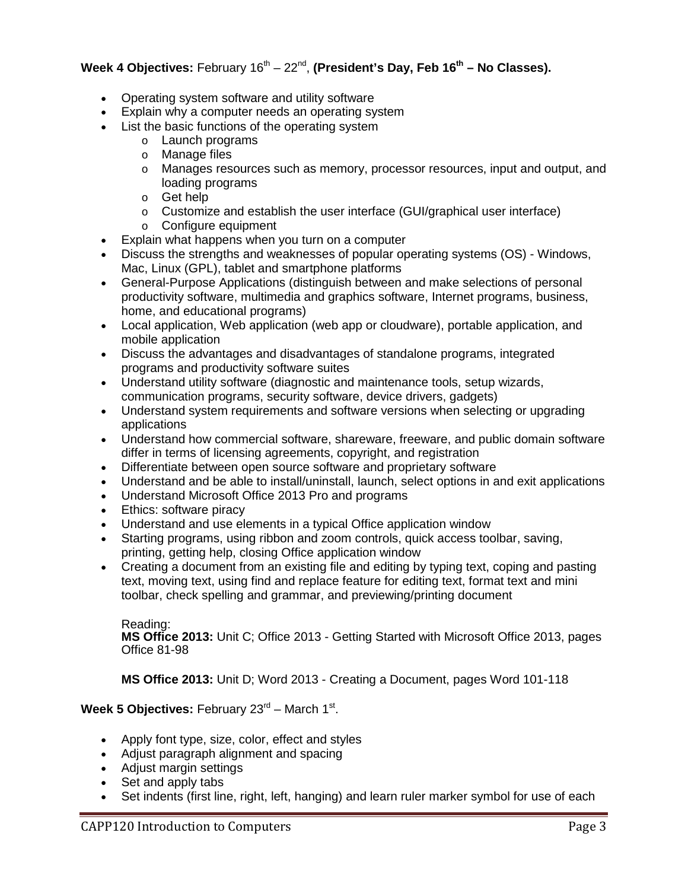**Week 4 Objectives:** February 16th – 22nd, **(President's Day, Feb 16th – No Classes).**

- Operating system software and utility software
- Explain why a computer needs an operating system
- List the basic functions of the operating system
    - Launch programs
    - Manage files
    - Manages resources such as memory, processor resources, input and output, and loading programs
    - Get help
    - Customize and establish the user interface (GUI/graphical user interface)
    - Configure equipment
- Explain what happens when you turn on a computer
- Discuss the strengths and weaknesses of popular operating systems (OS) - Windows, Mac, Linux (GPL), tablet and smartphone platforms
- General-Purpose Applications (distinguish between and make selections of personal productivity software, multimedia and graphics software, Internet programs, business, home, and educational programs)
- Local application, Web application (web app or cloudware), portable application, and mobile application
- Discuss the advantages and disadvantages of standalone programs, integrated programs and productivity software suites
- Understand utility software (diagnostic and maintenance tools, setup wizards, communication programs, security software, device drivers, gadgets)
- Understand system requirements and software versions when selecting or upgrading applications
- Understand how commercial software, shareware, freeware, and public domain software differ in terms of licensing agreements, copyright, and registration
- Differentiate between open source software and proprietary software
- Understand and be able to install/uninstall, launch, select options in and exit applications
- Understand Microsoft Office 2013 Pro and programs
- Ethics: software piracy
- Understand and use elements in a typical Office application window
- Starting programs, using ribbon and zoom controls, quick access toolbar, saving, printing, getting help, closing Office application window
- Creating a document from an existing file and editing by typing text, coping and pasting text, moving text, using find and replace feature for editing text, format text and mini toolbar, check spelling and grammar, and previewing/printing document

Reading:
**MS Office 2013:** Unit C; Office 2013 - Getting Started with Microsoft Office 2013, pages Office 81-98

**MS Office 2013:** Unit D; Word 2013 - Creating a Document, pages Word 101-118

**Week 5 Objectives:** February 23rd – March 1st.

- Apply font type, size, color, effect and styles
- Adjust paragraph alignment and spacing
- Adjust margin settings
- Set and apply tabs
- Set indents (first line, right, left, hanging) and learn ruler marker symbol for use of each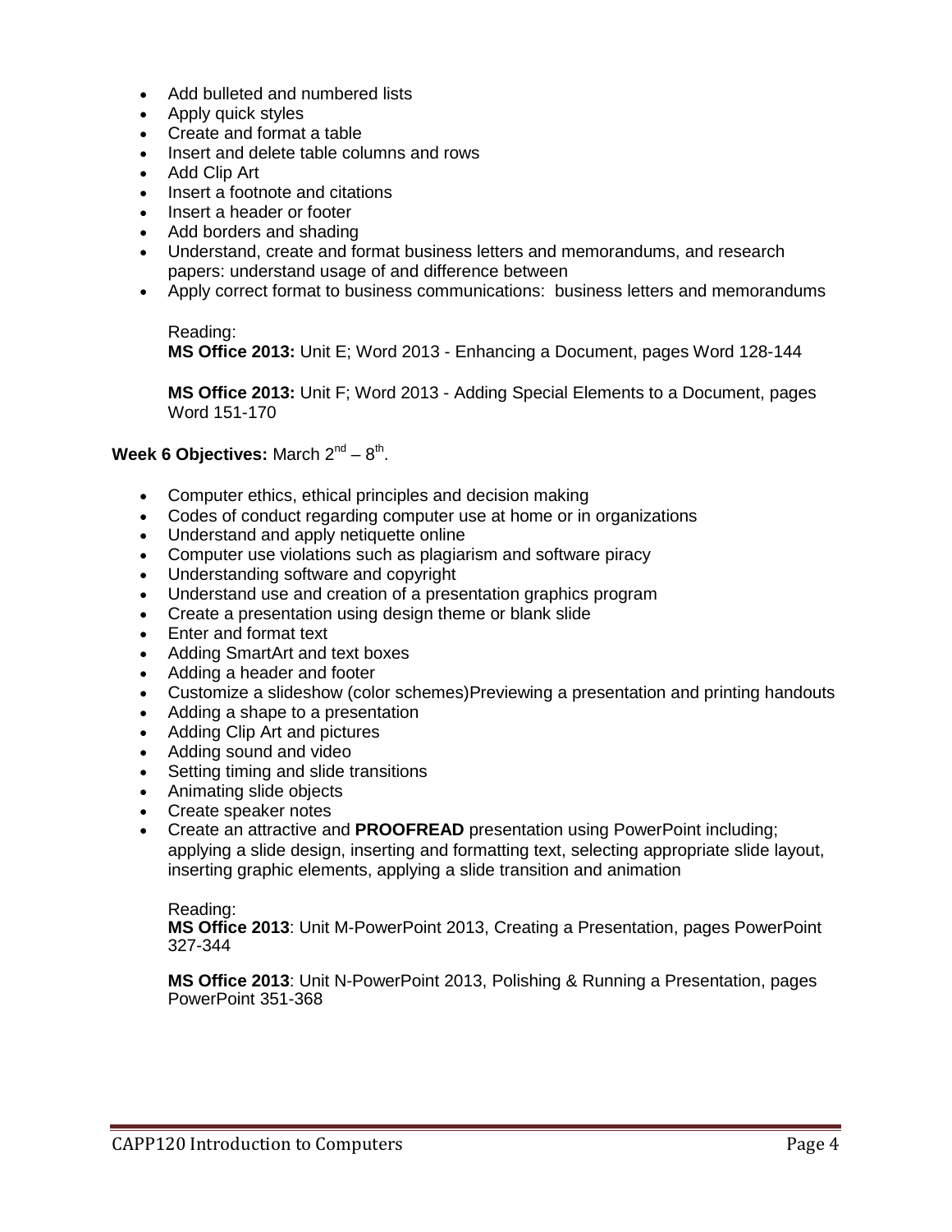- Add bulleted and numbered lists
- Apply quick styles
- Create and format a table
- Insert and delete table columns and rows
- Add Clip Art
- Insert a footnote and citations
- Insert a header or footer
- Add borders and shading
- Understand, create and format business letters and memorandums, and research papers: understand usage of and difference between
- Apply correct format to business communications: business letters and memorandums

Reading:
**MS Office 2013:** Unit E; Word 2013 - Enhancing a Document, pages Word 128-144

**MS Office 2013:** Unit F; Word 2013 - Adding Special Elements to a Document, pages Word 151-170

**Week 6 Objectives:** March 2nd – 8th.

- Computer ethics, ethical principles and decision making
- Codes of conduct regarding computer use at home or in organizations
- Understand and apply netiquette online
- Computer use violations such as plagiarism and software piracy
- Understanding software and copyright
- Understand use and creation of a presentation graphics program
- Create a presentation using design theme or blank slide
- Enter and format text
- Adding SmartArt and text boxes
- Adding a header and footer
- Customize a slideshow (color schemes)Previewing a presentation and printing handouts
- Adding a shape to a presentation
- Adding Clip Art and pictures
- Adding sound and video
- Setting timing and slide transitions
- Animating slide objects
- Create speaker notes
- Create an attractive and **PROOFREAD** presentation using PowerPoint including; applying a slide design, inserting and formatting text, selecting appropriate slide layout, inserting graphic elements, applying a slide transition and animation

Reading:
**MS Office 2013**: Unit M-PowerPoint 2013, Creating a Presentation, pages PowerPoint 327-344

**MS Office 2013**: Unit N-PowerPoint 2013, Polishing & Running a Presentation, pages PowerPoint 351-368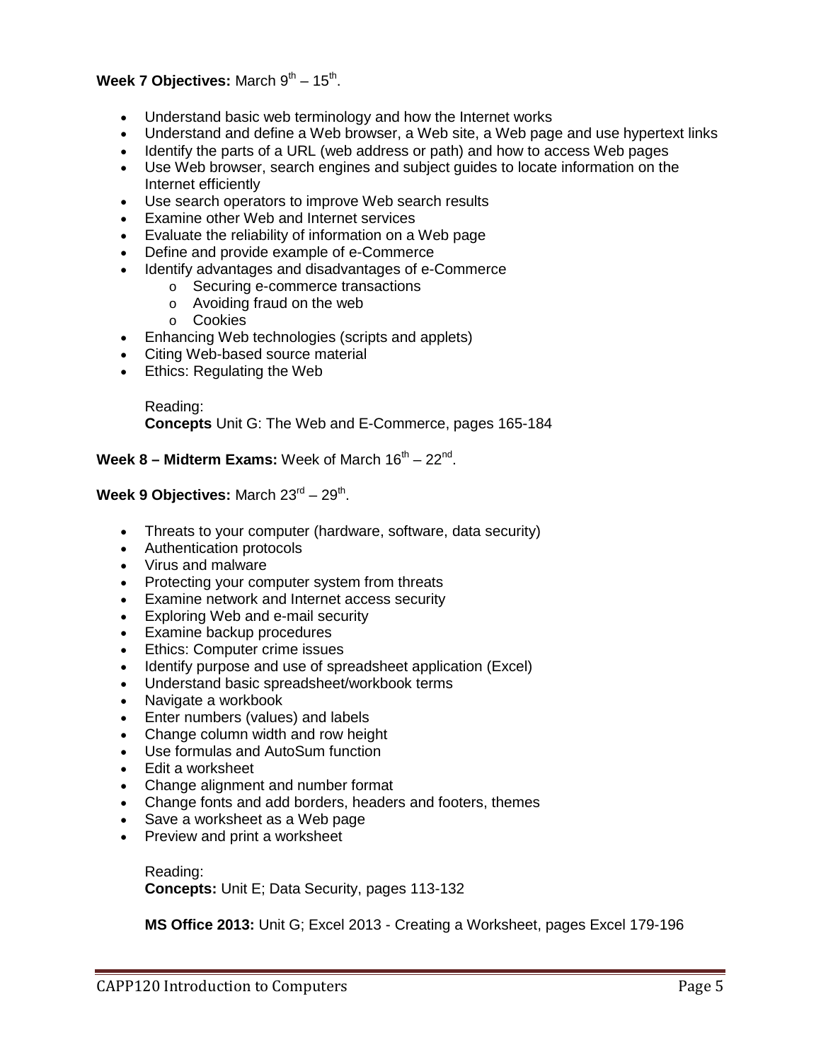**Week 7 Objectives:** March 9th – 15th.

- Understand basic web terminology and how the Internet works
- Understand and define a Web browser, a Web site, a Web page and use hypertext links
- Identify the parts of a URL (web address or path) and how to access Web pages
- Use Web browser, search engines and subject guides to locate information on the Internet efficiently
- Use search operators to improve Web search results
- Examine other Web and Internet services
- Evaluate the reliability of information on a Web page
- Define and provide example of e-Commerce
- Identify advantages and disadvantages of e-Commerce
    - Securing e-commerce transactions
    - Avoiding fraud on the web
    - Cookies
- Enhancing Web technologies (scripts and applets)
- Citing Web-based source material
- Ethics: Regulating the Web

Reading:
**Concepts** Unit G: The Web and E-Commerce, pages 165-184

**Week 8 – Midterm Exams:** Week of March 16th – 22nd.

**Week 9 Objectives:** March 23rd – 29th.

- Threats to your computer (hardware, software, data security)
- Authentication protocols
- Virus and malware
- Protecting your computer system from threats
- Examine network and Internet access security
- Exploring Web and e-mail security
- Examine backup procedures
- Ethics: Computer crime issues
- Identify purpose and use of spreadsheet application (Excel)
- Understand basic spreadsheet/workbook terms
- Navigate a workbook
- Enter numbers (values) and labels
- Change column width and row height
- Use formulas and AutoSum function
- Edit a worksheet
- Change alignment and number format
- Change fonts and add borders, headers and footers, themes
- Save a worksheet as a Web page
- Preview and print a worksheet

Reading:
**Concepts:** Unit E; Data Security, pages 113-132

**MS Office 2013:** Unit G; Excel 2013 - Creating a Worksheet, pages Excel 179-196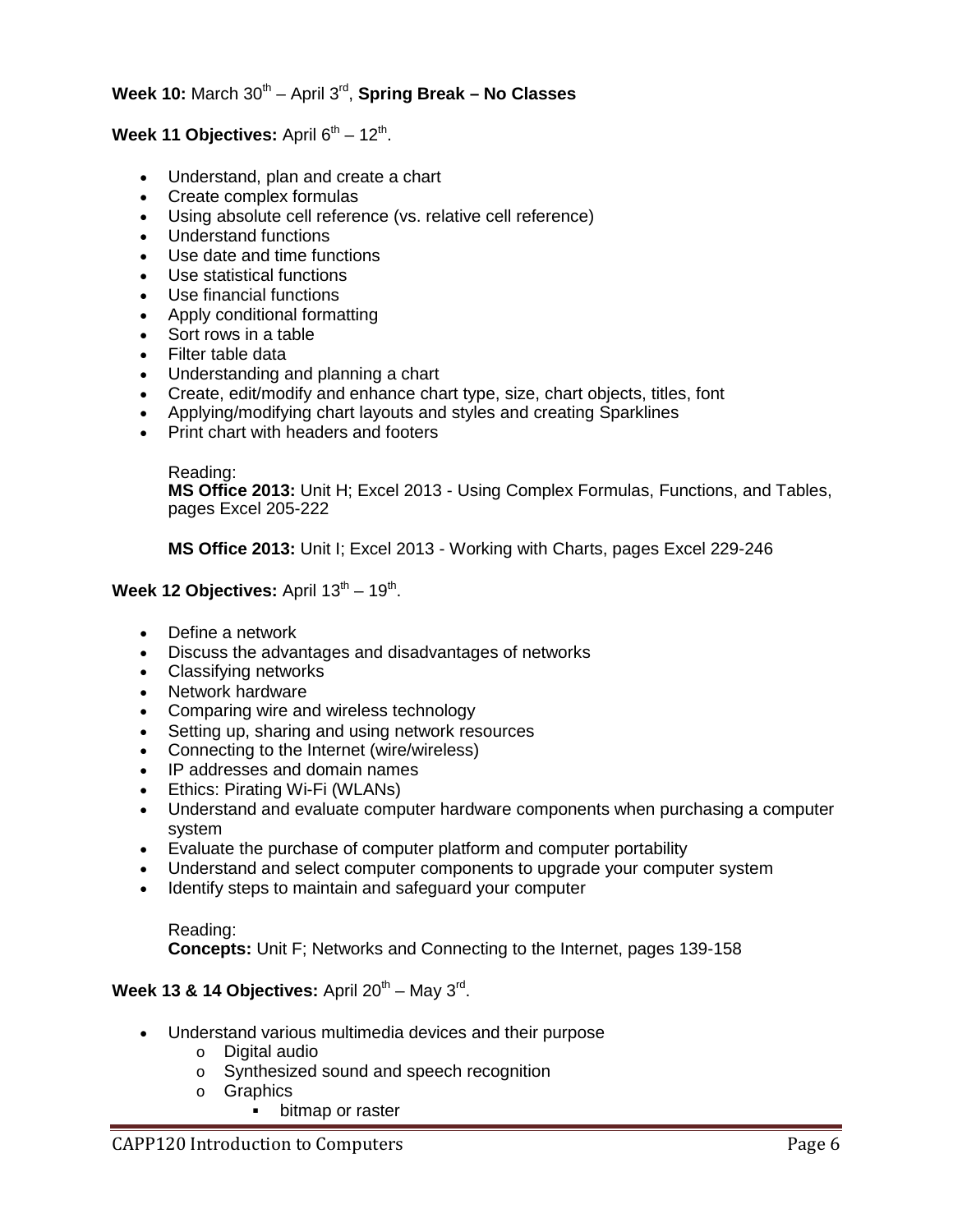**Week 10:** March 30th – April 3rd, **Spring Break – No Classes**

**Week 11 Objectives:** April 6th – 12th.

- Understand, plan and create a chart
- Create complex formulas
- Using absolute cell reference (vs. relative cell reference)
- Understand functions
- Use date and time functions
- Use statistical functions
- Use financial functions
- Apply conditional formatting
- Sort rows in a table
- Filter table data
- Understanding and planning a chart
- Create, edit/modify and enhance chart type, size, chart objects, titles, font
- Applying/modifying chart layouts and styles and creating Sparklines
- Print chart with headers and footers

  Reading:
  **MS Office 2013:** Unit H; Excel 2013 - Using Complex Formulas, Functions, and Tables, pages Excel 205-222

  **MS Office 2013:** Unit I; Excel 2013 - Working with Charts, pages Excel 229-246

**Week 12 Objectives:** April 13th – 19th.

- Define a network
- Discuss the advantages and disadvantages of networks
- Classifying networks
- Network hardware
- Comparing wire and wireless technology
- Setting up, sharing and using network resources
- Connecting to the Internet (wire/wireless)
- IP addresses and domain names
- Ethics: Pirating Wi-Fi (WLANs)
- Understand and evaluate computer hardware components when purchasing a computer system
- Evaluate the purchase of computer platform and computer portability
- Understand and select computer components to upgrade your computer system
- Identify steps to maintain and safeguard your computer

  Reading:
  **Concepts:** Unit F; Networks and Connecting to the Internet, pages 139-158

**Week 13 & 14 Objectives:** April 20th – May 3rd.

- Understand various multimedia devices and their purpose
  - Digital audio
  - Synthesized sound and speech recognition
  - Graphics
    - bitmap or raster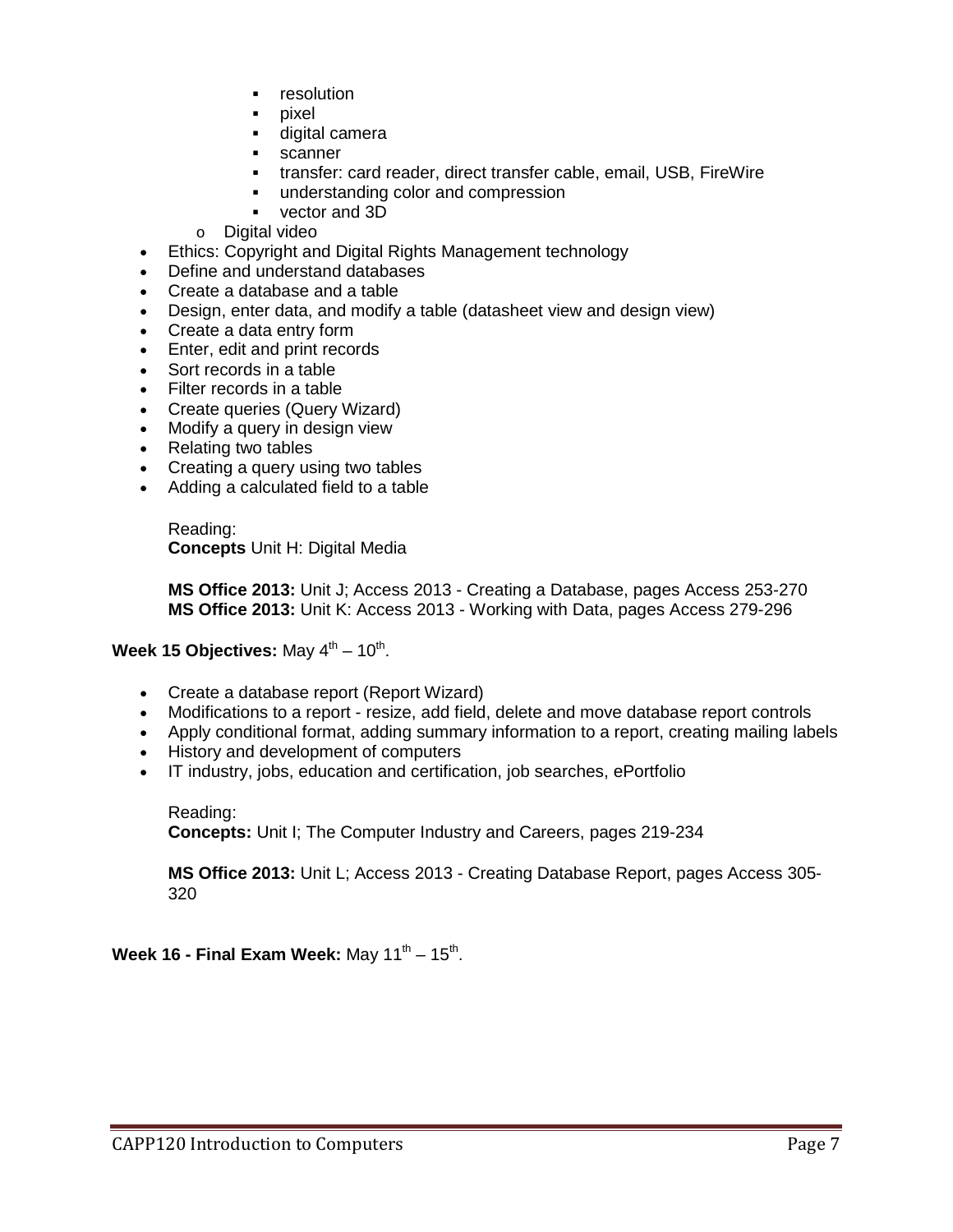- resolution
        - pixel
        - digital camera
        - scanner
        - transfer: card reader, direct transfer cable, email, USB, FireWire
        - understanding color and compression
        - vector and 3D
    - Digital video
- Ethics: Copyright and Digital Rights Management technology
- Define and understand databases
- Create a database and a table
- Design, enter data, and modify a table (datasheet view and design view)
- Create a data entry form
- Enter, edit and print records
- Sort records in a table
- Filter records in a table
- Create queries (Query Wizard)
- Modify a query in design view
- Relating two tables
- Creating a query using two tables
- Adding a calculated field to a table

  Reading:
  **Concepts** Unit H: Digital Media

  **MS Office 2013:** Unit J; Access 2013 - Creating a Database, pages Access 253-270
  **MS Office 2013:** Unit K: Access 2013 - Working with Data, pages Access 279-296

**Week 15 Objectives:** May 4th – 10th.

- Create a database report (Report Wizard)
- Modifications to a report - resize, add field, delete and move database report controls
- Apply conditional format, adding summary information to a report, creating mailing labels
- History and development of computers
- IT industry, jobs, education and certification, job searches, ePortfolio

  Reading:
  **Concepts:** Unit I; The Computer Industry and Careers, pages 219-234

  **MS Office 2013:** Unit L; Access 2013 - Creating Database Report, pages Access 305-320

**Week 16 - Final Exam Week:** May 11th – 15th.